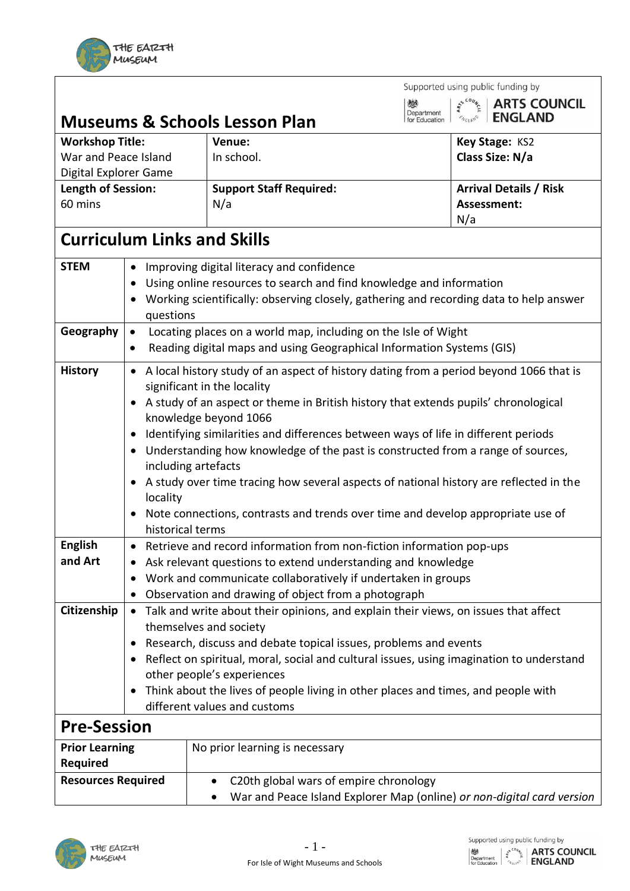Supported using public funding by Department for Education | ARTS COUNCIL ENGLAND

# Museums & Schools Lesson Plan

| **Workshop Title:** War and Peace Island Digital Explorer Game | **Venue:** In school. | **Key Stage:** KS2 **Class Size: N/a** |
|---|---|---|
| **Length of Session:** 60 mins | **Support Staff Required:** N/a | **Arrival Details / Risk Assessment:** N/a |

## Curriculum Links and Skills

| | |
|---|---|
| **STEM** | • Improving digital literacy and confidence<br>• Using online resources to search and find knowledge and information<br>• Working scientifically: observing closely, gathering and recording data to help answer questions |
| **Geography** | • Locating places on a world map, including on the Isle of Wight<br>• Reading digital maps and using Geographical Information Systems (GIS) |
| **History** | • A local history study of an aspect of history dating from a period beyond 1066 that is significant in the locality<br>• A study of an aspect or theme in British history that extends pupils' chronological knowledge beyond 1066<br>• Identifying similarities and differences between ways of life in different periods<br>• Understanding how knowledge of the past is constructed from a range of sources, including artefacts<br>• A study over time tracing how several aspects of national history are reflected in the locality<br>• Note connections, contrasts and trends over time and develop appropriate use of historical terms |
| **English and Art** | • Retrieve and record information from non-fiction information pop-ups<br>• Ask relevant questions to extend understanding and knowledge<br>• Work and communicate collaboratively if undertaken in groups<br>• Observation and drawing of object from a photograph |
| **Citizenship** | • Talk and write about their opinions, and explain their views, on issues that affect themselves and society<br>• Research, discuss and debate topical issues, problems and events<br>• Reflect on spiritual, moral, social and cultural issues, using imagination to understand other people's experiences<br>• Think about the lives of people living in other places and times, and people with different values and customs |

## Pre-Session

| | |
|---|---|
| **Prior Learning Required** | No prior learning is necessary |
| **Resources Required** | • C20th global wars of empire chronology<br>• War and Peace Island Explorer Map (online) *or non-digital card version* |

For Isle of Wight Museums and Schools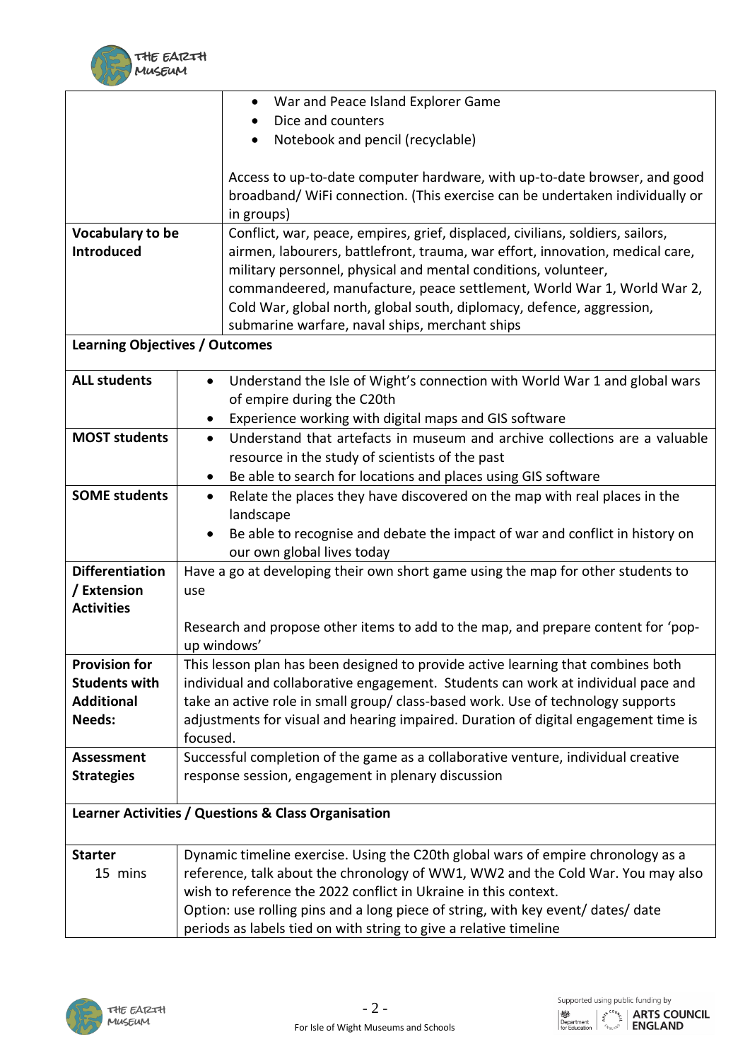| | |
|---|---|
| | • War and Peace Island Explorer Game<br>• Dice and counters<br>• Notebook and pencil (recyclable)<br><br>Access to up-to-date computer hardware, with up-to-date browser, and good broadband/ WiFi connection. (This exercise can be undertaken individually or in groups) |
| **Vocabulary to be Introduced** | Conflict, war, peace, empires, grief, displaced, civilians, soldiers, sailors, airmen, labourers, battlefront, trauma, war effort, innovation, medical care, military personnel, physical and mental conditions, volunteer, commandeered, manufacture, peace settlement, World War 1, World War 2, Cold War, global north, global south, diplomacy, defence, aggression, submarine warfare, naval ships, merchant ships |

**Learning Objectives / Outcomes**

| | |
|---|---|
| **ALL students** | • Understand the Isle of Wight's connection with World War 1 and global wars of empire during the C20th<br>• Experience working with digital maps and GIS software |
| **MOST students** | • Understand that artefacts in museum and archive collections are a valuable resource in the study of scientists of the past<br>• Be able to search for locations and places using GIS software |
| **SOME students** | • Relate the places they have discovered on the map with real places in the landscape<br>• Be able to recognise and debate the impact of war and conflict in history on our own global lives today |
| **Differentiation / Extension Activities** | Have a go at developing their own short game using the map for other students to use<br><br>Research and propose other items to add to the map, and prepare content for 'pop-up windows' |
| **Provision for Students with Additional Needs:** | This lesson plan has been designed to provide active learning that combines both individual and collaborative engagement. Students can work at individual pace and take an active role in small group/ class-based work. Use of technology supports adjustments for visual and hearing impaired. Duration of digital engagement time is focused. |
| **Assessment Strategies** | Successful completion of the game as a collaborative venture, individual creative response session, engagement in plenary discussion |

**Learner Activities / Questions & Class Organisation**

| | |
|---|---|
| **Starter**<br>15 mins | Dynamic timeline exercise. Using the C20th global wars of empire chronology as a reference, talk about the chronology of WW1, WW2 and the Cold War. You may also wish to reference the 2022 conflict in Ukraine in this context.<br>Option: use rolling pins and a long piece of string, with key event/ dates/ date periods as labels tied on with string to give a relative timeline |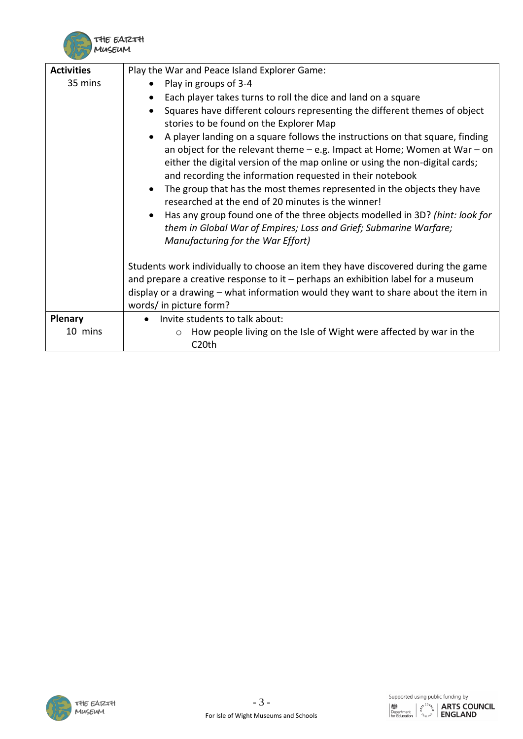| | |
|---|---|
| **Activities** 35 mins | Play the War and Peace Island Explorer Game:<br>• Play in groups of 3-4<br>• Each player takes turns to roll the dice and land on a square<br>• Squares have different colours representing the different themes of object stories to be found on the Explorer Map<br>• A player landing on a square follows the instructions on that square, finding an object for the relevant theme – e.g. Impact at Home; Women at War – on either the digital version of the map online or using the non-digital cards; and recording the information requested in their notebook<br>• The group that has the most themes represented in the objects they have researched at the end of 20 minutes is the winner!<br>• Has any group found one of the three objects modelled in 3D? *(hint: look for them in Global War of Empires; Loss and Grief; Submarine Warfare; Manufacturing for the War Effort)*<br><br>Students work individually to choose an item they have discovered during the game and prepare a creative response to it – perhaps an exhibition label for a museum display or a drawing – what information would they want to share about the item in words/ in picture form? |
| **Plenary** 10 mins | • Invite students to talk about:<br>&nbsp;&nbsp;&nbsp;&nbsp;○ How people living on the Isle of Wight were affected by war in the C20th |

For Isle of Wight Museums and Schools

Supported using public funding by Department for Education | ARTS COUNCIL ENGLAND